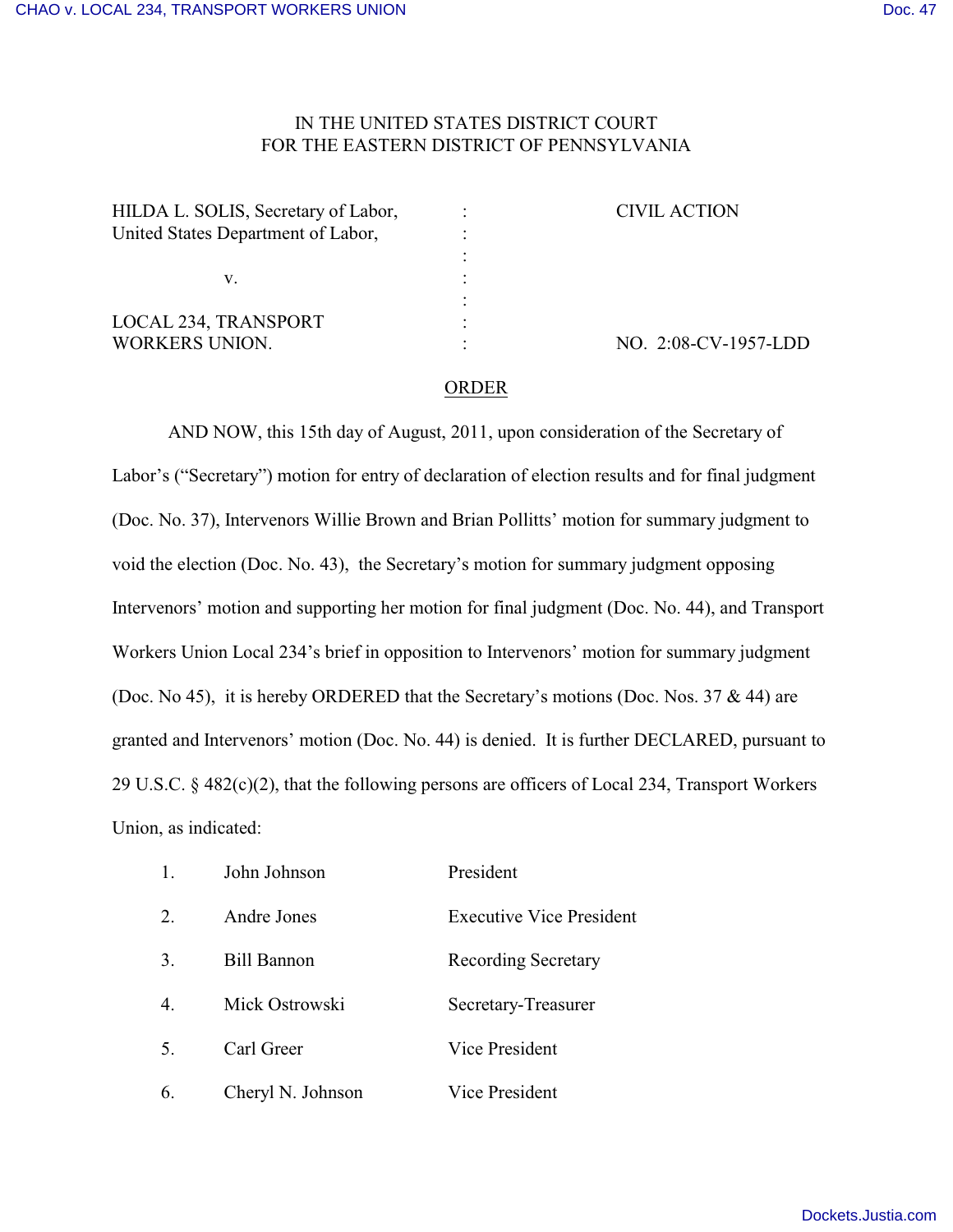IN THE UNITED STATES DISTRICT COURT
FOR THE EASTERN DISTRICT OF PENNSYLVANIA

| | | |
|---|---|---|
| HILDA L. SOLIS, Secretary of Labor, United States Department of Labor, | : | CIVIL ACTION |
| v. | : | |
| LOCAL 234, TRANSPORT WORKERS UNION. | : | NO. 2:08-CV-1957-LDD |

ORDER

AND NOW, this 15th day of August, 2011, upon consideration of the Secretary of Labor's ("Secretary") motion for entry of declaration of election results and for final judgment (Doc. No. 37), Intervenors Willie Brown and Brian Pollitts' motion for summary judgment to void the election (Doc. No. 43), the Secretary's motion for summary judgment opposing Intervenors' motion and supporting her motion for final judgment (Doc. No. 44), and Transport Workers Union Local 234's brief in opposition to Intervenors' motion for summary judgment (Doc No 45), it is hereby ORDERED that the Secretary's motions (Doc. Nos. 37 & 44) are granted and Intervenors' motion (Doc. No. 44) is denied. It is further DECLARED, pursuant to 29 U.S.C. § 482(c)(2), that the following persons are officers of Local 234, Transport Workers Union, as indicated:

| | | |
|---|---|---|
| 1. | John Johnson | President |
| 2. | Andre Jones | Executive Vice President |
| 3. | Bill Bannon | Recording Secretary |
| 4. | Mick Ostrowski | Secretary-Treasurer |
| 5. | Carl Greer | Vice President |
| 6. | Cheryl N. Johnson | Vice President |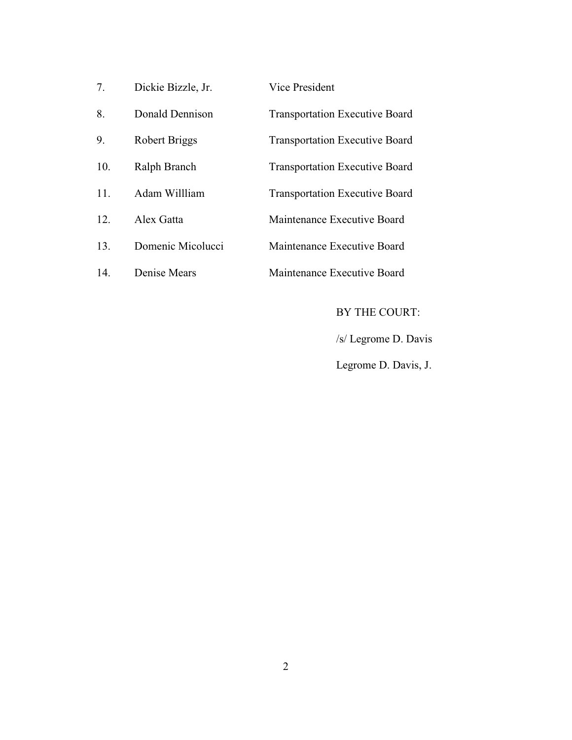| | | |
|---|---|---|
| 7. | Dickie Bizzle, Jr. | Vice President |
| 8. | Donald Dennison | Transportation Executive Board |
| 9. | Robert Briggs | Transportation Executive Board |
| 10. | Ralph Branch | Transportation Executive Board |
| 11. | Adam Willliam | Transportation Executive Board |
| 12. | Alex Gatta | Maintenance Executive Board |
| 13. | Domenic Micolucci | Maintenance Executive Board |
| 14. | Denise Mears | Maintenance Executive Board |

BY THE COURT:

/s/ Legrome D. Davis

Legrome D. Davis, J.